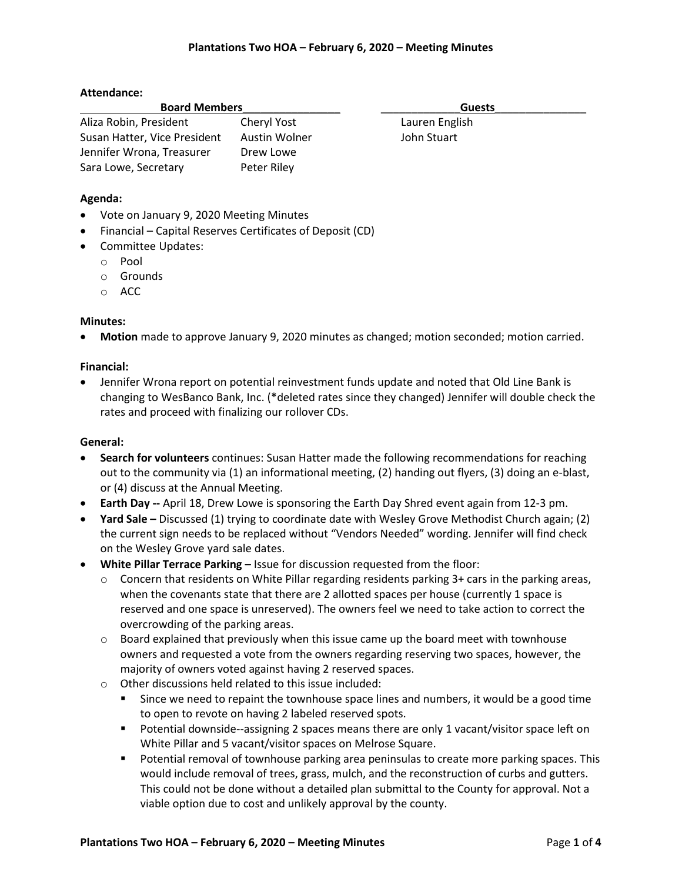# Plantations Two HOA – February 6, 2020 – Meeting Minutes

**Attendance:**

| Board Members | | Guests |
|---|---|---|
| Aliza Robin, President | Cheryl Yost | Lauren English |
| Susan Hatter, Vice President | Austin Wolner | John Stuart |
| Jennifer Wrona, Treasurer | Drew Lowe | |
| Sara Lowe, Secretary | Peter Riley | |

**Agenda:**

- Vote on January 9, 2020 Meeting Minutes
- Financial – Capital Reserves Certificates of Deposit (CD)
- Committee Updates:
  - Pool
  - Grounds
  - ACC

**Minutes:**

- **Motion** made to approve January 9, 2020 minutes as changed; motion seconded; motion carried.

**Financial:**

- Jennifer Wrona report on potential reinvestment funds update and noted that Old Line Bank is changing to WesBanco Bank, Inc. (*deleted rates since they changed) Jennifer will double check the rates and proceed with finalizing our rollover CDs.

**General:**

- **Search for volunteers** continues: Susan Hatter made the following recommendations for reaching out to the community via (1) an informational meeting, (2) handing out flyers, (3) doing an e-blast, or (4) discuss at the Annual Meeting.
- **Earth Day --** April 18, Drew Lowe is sponsoring the Earth Day Shred event again from 12-3 pm.
- **Yard Sale –** Discussed (1) trying to coordinate date with Wesley Grove Methodist Church again; (2) the current sign needs to be replaced without "Vendors Needed" wording. Jennifer will find check on the Wesley Grove yard sale dates.
- **White Pillar Terrace Parking –** Issue for discussion requested from the floor:
  - Concern that residents on White Pillar regarding residents parking 3+ cars in the parking areas, when the covenants state that there are 2 allotted spaces per house (currently 1 space is reserved and one space is unreserved). The owners feel we need to take action to correct the overcrowding of the parking areas.
  - Board explained that previously when this issue came up the board meet with townhouse owners and requested a vote from the owners regarding reserving two spaces, however, the majority of owners voted against having 2 reserved spaces.
  - Other discussions held related to this issue included:
    - Since we need to repaint the townhouse space lines and numbers, it would be a good time to open to revote on having 2 labeled reserved spots.
    - Potential downside--assigning 2 spaces means there are only 1 vacant/visitor space left on White Pillar and 5 vacant/visitor spaces on Melrose Square.
    - Potential removal of townhouse parking area peninsulas to create more parking spaces. This would include removal of trees, grass, mulch, and the reconstruction of curbs and gutters. This could not be done without a detailed plan submittal to the County for approval. Not a viable option due to cost and unlikely approval by the county.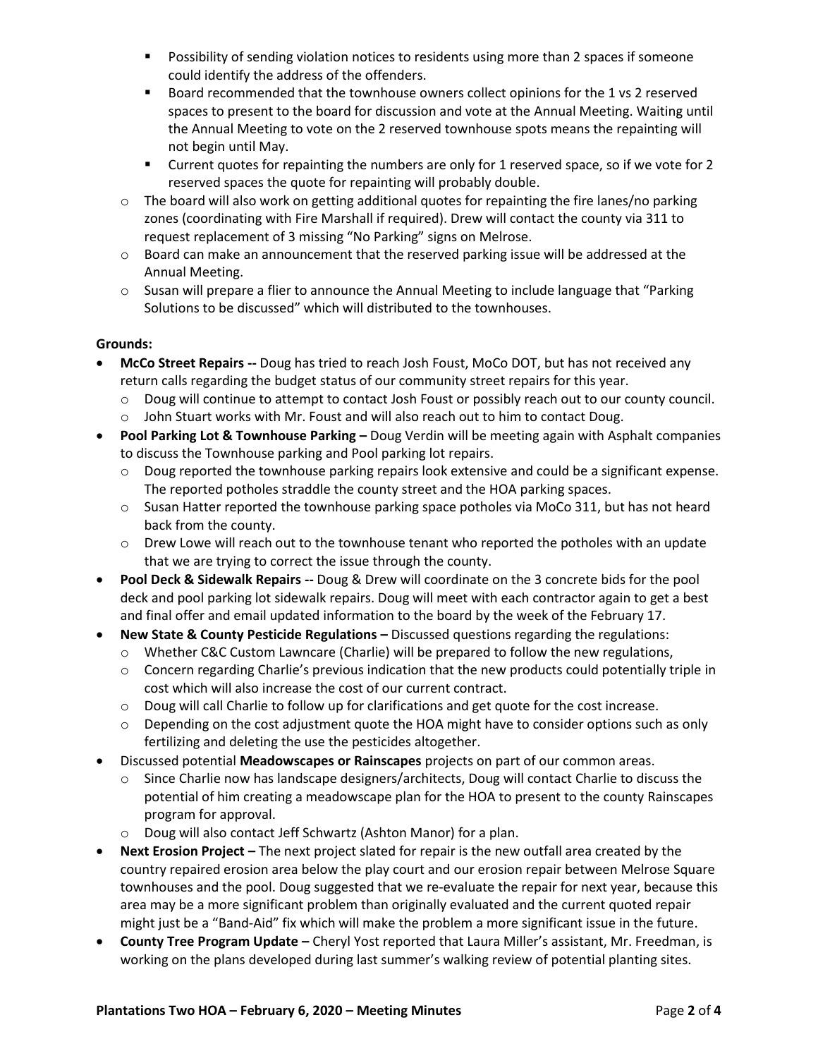- Possibility of sending violation notices to residents using more than 2 spaces if someone could identify the address of the offenders.
        - Board recommended that the townhouse owners collect opinions for the 1 vs 2 reserved spaces to present to the board for discussion and vote at the Annual Meeting. Waiting until the Annual Meeting to vote on the 2 reserved townhouse spots means the repainting will not begin until May.
        - Current quotes for repainting the numbers are only for 1 reserved space, so if we vote for 2 reserved spaces the quote for repainting will probably double.
    - The board will also work on getting additional quotes for repainting the fire lanes/no parking zones (coordinating with Fire Marshall if required). Drew will contact the county via 311 to request replacement of 3 missing "No Parking" signs on Melrose.
    - Board can make an announcement that the reserved parking issue will be addressed at the Annual Meeting.
    - Susan will prepare a flier to announce the Annual Meeting to include language that "Parking Solutions to be discussed" which will distributed to the townhouses.

**Grounds:**

- **McCo Street Repairs --** Doug has tried to reach Josh Foust, MoCo DOT, but has not received any return calls regarding the budget status of our community street repairs for this year.
    - Doug will continue to attempt to contact Josh Foust or possibly reach out to our county council.
    - John Stuart works with Mr. Foust and will also reach out to him to contact Doug.
- **Pool Parking Lot & Townhouse Parking –** Doug Verdin will be meeting again with Asphalt companies to discuss the Townhouse parking and Pool parking lot repairs.
    - Doug reported the townhouse parking repairs look extensive and could be a significant expense. The reported potholes straddle the county street and the HOA parking spaces.
    - Susan Hatter reported the townhouse parking space potholes via MoCo 311, but has not heard back from the county.
    - Drew Lowe will reach out to the townhouse tenant who reported the potholes with an update that we are trying to correct the issue through the county.
- **Pool Deck & Sidewalk Repairs --** Doug & Drew will coordinate on the 3 concrete bids for the pool deck and pool parking lot sidewalk repairs. Doug will meet with each contractor again to get a best and final offer and email updated information to the board by the week of the February 17.
- **New State & County Pesticide Regulations –** Discussed questions regarding the regulations:
    - Whether C&C Custom Lawncare (Charlie) will be prepared to follow the new regulations,
    - Concern regarding Charlie's previous indication that the new products could potentially triple in cost which will also increase the cost of our current contract.
    - Doug will call Charlie to follow up for clarifications and get quote for the cost increase.
    - Depending on the cost adjustment quote the HOA might have to consider options such as only fertilizing and deleting the use the pesticides altogether.
- Discussed potential **Meadowscapes or Rainscapes** projects on part of our common areas.
    - Since Charlie now has landscape designers/architects, Doug will contact Charlie to discuss the potential of him creating a meadowscape plan for the HOA to present to the county Rainscapes program for approval.
    - Doug will also contact Jeff Schwartz (Ashton Manor) for a plan.
- **Next Erosion Project –** The next project slated for repair is the new outfall area created by the country repaired erosion area below the play court and our erosion repair between Melrose Square townhouses and the pool. Doug suggested that we re-evaluate the repair for next year, because this area may be a more significant problem than originally evaluated and the current quoted repair might just be a "Band-Aid" fix which will make the problem a more significant issue in the future.
- **County Tree Program Update –** Cheryl Yost reported that Laura Miller's assistant, Mr. Freedman, is working on the plans developed during last summer's walking review of potential planting sites.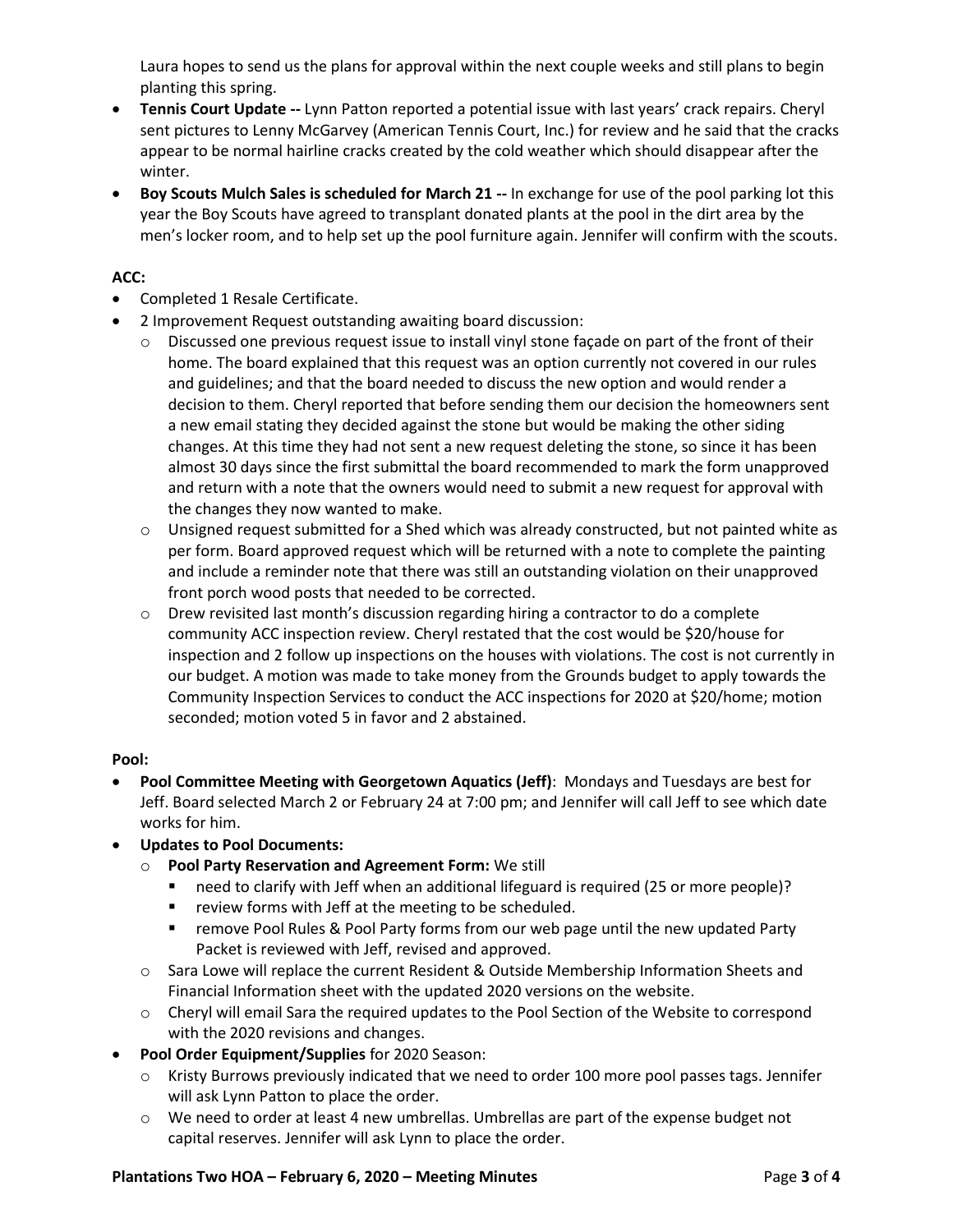Laura hopes to send us the plans for approval within the next couple weeks and still plans to begin planting this spring.

- **Tennis Court Update --** Lynn Patton reported a potential issue with last years' crack repairs. Cheryl sent pictures to Lenny McGarvey (American Tennis Court, Inc.) for review and he said that the cracks appear to be normal hairline cracks created by the cold weather which should disappear after the winter.
- **Boy Scouts Mulch Sales is scheduled for March 21 --** In exchange for use of the pool parking lot this year the Boy Scouts have agreed to transplant donated plants at the pool in the dirt area by the men's locker room, and to help set up the pool furniture again. Jennifer will confirm with the scouts.

**ACC:**

- Completed 1 Resale Certificate.
- 2 Improvement Request outstanding awaiting board discussion:
  - Discussed one previous request issue to install vinyl stone façade on part of the front of their home. The board explained that this request was an option currently not covered in our rules and guidelines; and that the board needed to discuss the new option and would render a decision to them. Cheryl reported that before sending them our decision the homeowners sent a new email stating they decided against the stone but would be making the other siding changes. At this time they had not sent a new request deleting the stone, so since it has been almost 30 days since the first submittal the board recommended to mark the form unapproved and return with a note that the owners would need to submit a new request for approval with the changes they now wanted to make.
  - Unsigned request submitted for a Shed which was already constructed, but not painted white as per form. Board approved request which will be returned with a note to complete the painting and include a reminder note that there was still an outstanding violation on their unapproved front porch wood posts that needed to be corrected.
  - Drew revisited last month's discussion regarding hiring a contractor to do a complete community ACC inspection review. Cheryl restated that the cost would be $20/house for inspection and 2 follow up inspections on the houses with violations. The cost is not currently in our budget. A motion was made to take money from the Grounds budget to apply towards the Community Inspection Services to conduct the ACC inspections for 2020 at $20/home; motion seconded; motion voted 5 in favor and 2 abstained.

**Pool:**

- **Pool Committee Meeting with Georgetown Aquatics (Jeff)**: Mondays and Tuesdays are best for Jeff. Board selected March 2 or February 24 at 7:00 pm; and Jennifer will call Jeff to see which date works for him.
- **Updates to Pool Documents:**
  - **Pool Party Reservation and Agreement Form:** We still
    - need to clarify with Jeff when an additional lifeguard is required (25 or more people)?
    - review forms with Jeff at the meeting to be scheduled.
    - remove Pool Rules & Pool Party forms from our web page until the new updated Party Packet is reviewed with Jeff, revised and approved.
  - Sara Lowe will replace the current Resident & Outside Membership Information Sheets and Financial Information sheet with the updated 2020 versions on the website.
  - Cheryl will email Sara the required updates to the Pool Section of the Website to correspond with the 2020 revisions and changes.
- **Pool Order Equipment/Supplies** for 2020 Season:
  - Kristy Burrows previously indicated that we need to order 100 more pool passes tags. Jennifer will ask Lynn Patton to place the order.
  - We need to order at least 4 new umbrellas. Umbrellas are part of the expense budget not capital reserves. Jennifer will ask Lynn to place the order.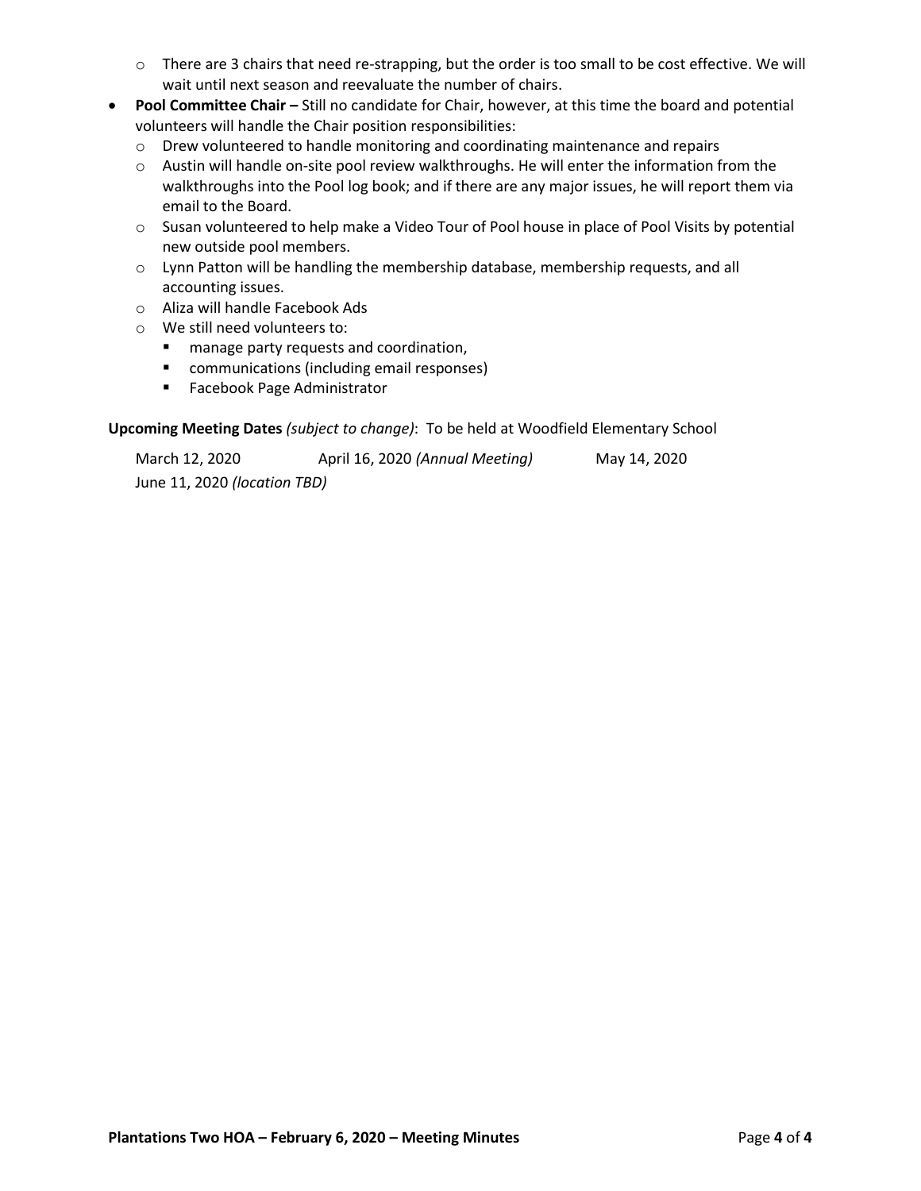- There are 3 chairs that need re-strapping, but the order is too small to be cost effective. We will wait until next season and reevaluate the number of chairs.
- **Pool Committee Chair –** Still no candidate for Chair, however, at this time the board and potential volunteers will handle the Chair position responsibilities:
  - Drew volunteered to handle monitoring and coordinating maintenance and repairs
  - Austin will handle on-site pool review walkthroughs. He will enter the information from the walkthroughs into the Pool log book; and if there are any major issues, he will report them via email to the Board.
  - Susan volunteered to help make a Video Tour of Pool house in place of Pool Visits by potential new outside pool members.
  - Lynn Patton will be handling the membership database, membership requests, and all accounting issues.
  - Aliza will handle Facebook Ads
  - We still need volunteers to:
    - manage party requests and coordination,
    - communications (including email responses)
    - Facebook Page Administrator

**Upcoming Meeting Dates** *(subject to change)*: To be held at Woodfield Elementary School

March 12, 2020 &nbsp;&nbsp;&nbsp; April 16, 2020 *(Annual Meeting)* &nbsp;&nbsp;&nbsp; May 14, 2020

June 11, 2020 *(location TBD)*